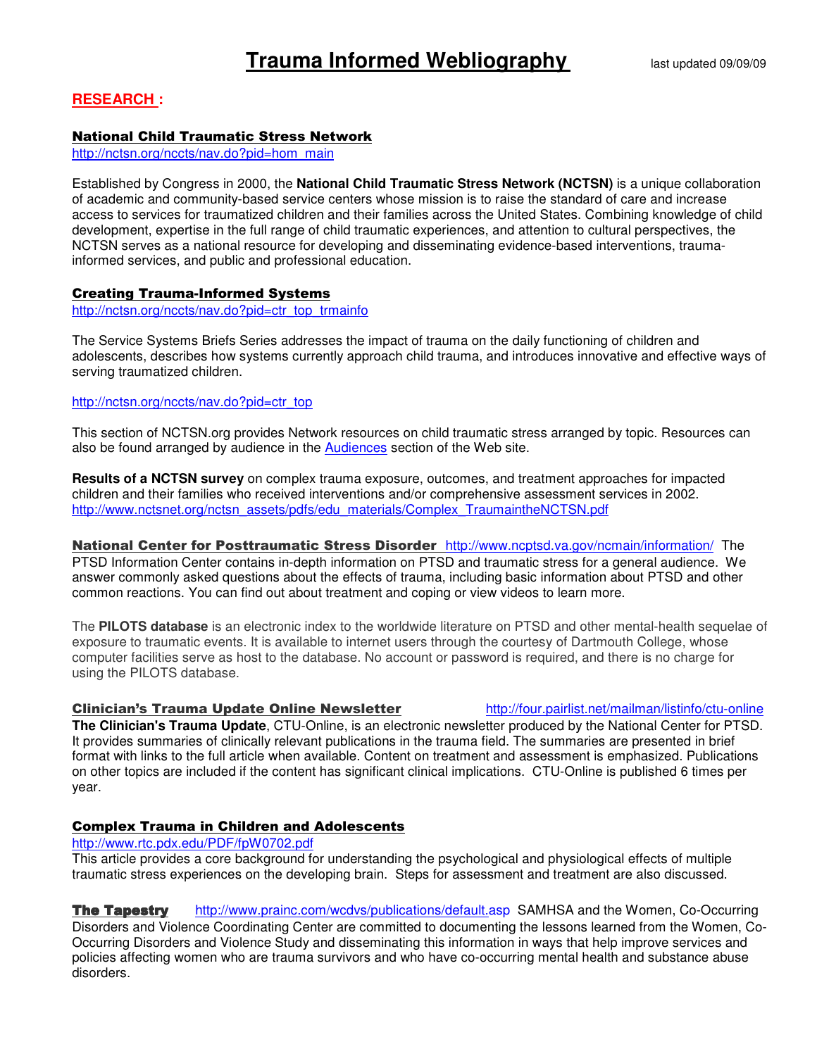# Trauma Informed Webliography

last updated 09/09/09

## RESEARCH :

### National Child Traumatic Stress Network

http://nctsn.org/nccts/nav.do?pid=hom_main

Established by Congress in 2000, the **National Child Traumatic Stress Network (NCTSN)** is a unique collaboration of academic and community-based service centers whose mission is to raise the standard of care and increase access to services for traumatized children and their families across the United States. Combining knowledge of child development, expertise in the full range of child traumatic experiences, and attention to cultural perspectives, the NCTSN serves as a national resource for developing and disseminating evidence-based interventions, trauma-informed services, and public and professional education.

### Creating Trauma-Informed Systems

http://nctsn.org/nccts/nav.do?pid=ctr_top_trmainfo

The Service Systems Briefs Series addresses the impact of trauma on the daily functioning of children and adolescents, describes how systems currently approach child trauma, and introduces innovative and effective ways of serving traumatized children.

http://nctsn.org/nccts/nav.do?pid=ctr_top

This section of NCTSN.org provides Network resources on child traumatic stress arranged by topic. Resources can also be found arranged by audience in the Audiences section of the Web site.

**Results of a NCTSN survey** on complex trauma exposure, outcomes, and treatment approaches for impacted children and their families who received interventions and/or comprehensive assessment services in 2002.
http://www.nctsnet.org/nctsn_assets/pdfs/edu_materials/Complex_TraumaintheNCTSN.pdf

**National Center for Posttraumatic Stress Disorder** http://www.ncptsd.va.gov/ncmain/information/ The PTSD Information Center contains in-depth information on PTSD and traumatic stress for a general audience. We answer commonly asked questions about the effects of trauma, including basic information about PTSD and other common reactions. You can find out about treatment and coping or view videos to learn more.

The **PILOTS database** is an electronic index to the worldwide literature on PTSD and other mental-health sequelae of exposure to traumatic events. It is available to internet users through the courtesy of Dartmouth College, whose computer facilities serve as host to the database. No account or password is required, and there is no charge for using the PILOTS database.

**Clinician's Trauma Update Online Newsletter** http://four.pairlist.net/mailman/listinfo/ctu-online
**The Clinician's Trauma Update**, CTU-Online, is an electronic newsletter produced by the National Center for PTSD. It provides summaries of clinically relevant publications in the trauma field. The summaries are presented in brief format with links to the full article when available. Content on treatment and assessment is emphasized. Publications on other topics are included if the content has significant clinical implications. CTU-Online is published 6 times per year.

### Complex Trauma in Children and Adolescents

http://www.rtc.pdx.edu/PDF/fpW0702.pdf
This article provides a core background for understanding the psychological and physiological effects of multiple traumatic stress experiences on the developing brain. Steps for assessment and treatment are also discussed.

**The Tapestry** http://www.prainc.com/wcdvs/publications/default.asp SAMHSA and the Women, Co-Occurring Disorders and Violence Coordinating Center are committed to documenting the lessons learned from the Women, Co-Occurring Disorders and Violence Study and disseminating this information in ways that help improve services and policies affecting women who are trauma survivors and who have co-occurring mental health and substance abuse disorders.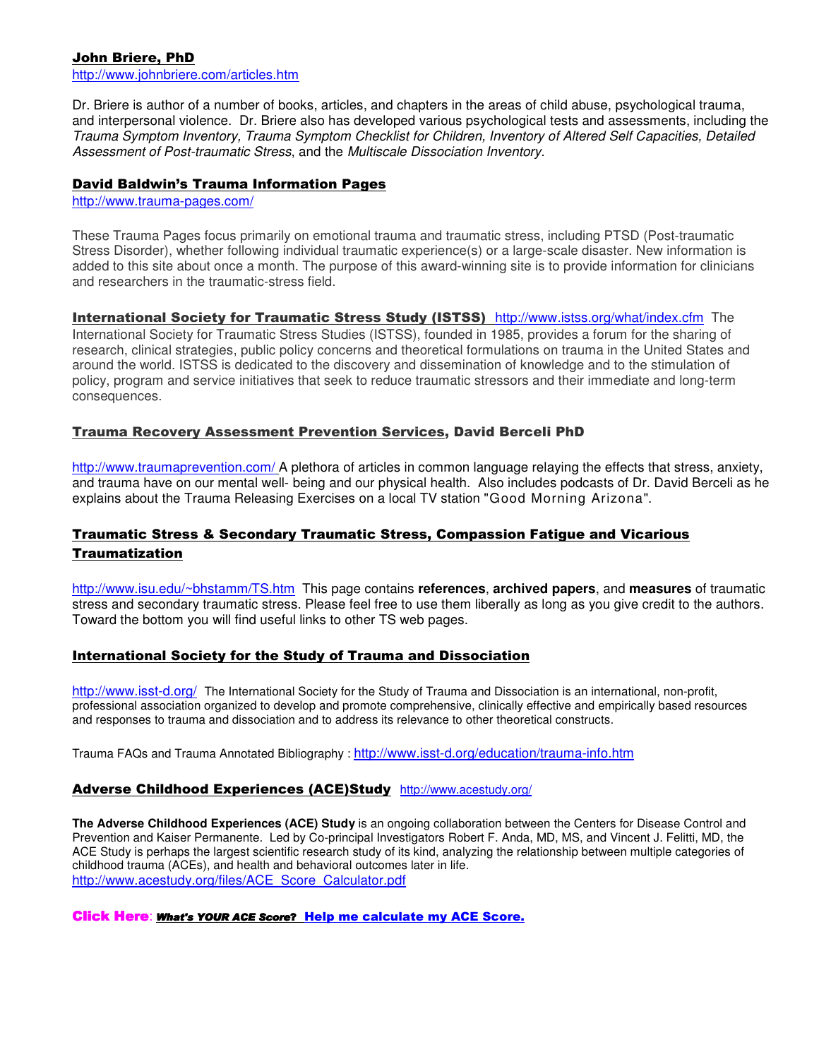**John Briere, PhD**
http://www.johnbriere.com/articles.htm

Dr. Briere is author of a number of books, articles, and chapters in the areas of child abuse, psychological trauma, and interpersonal violence. Dr. Briere also has developed various psychological tests and assessments, including the *Trauma Symptom Inventory, Trauma Symptom Checklist for Children, Inventory of Altered Self Capacities, Detailed Assessment of Post-traumatic Stress*, and the *Multiscale Dissociation Inventory*.

**David Baldwin's Trauma Information Pages**
http://www.trauma-pages.com/

These Trauma Pages focus primarily on emotional trauma and traumatic stress, including PTSD (Post-traumatic Stress Disorder), whether following individual traumatic experience(s) or a large-scale disaster. New information is added to this site about once a month. The purpose of this award-winning site is to provide information for clinicians and researchers in the traumatic-stress field.

**International Society for Traumatic Stress Study (ISTSS)** http://www.istss.org/what/index.cfm The International Society for Traumatic Stress Studies (ISTSS), founded in 1985, provides a forum for the sharing of research, clinical strategies, public policy concerns and theoretical formulations on trauma in the United States and around the world. ISTSS is dedicated to the discovery and dissemination of knowledge and to the stimulation of policy, program and service initiatives that seek to reduce traumatic stressors and their immediate and long-term consequences.

**Trauma Recovery Assessment Prevention Services, David Berceli PhD**

http://www.traumaprevention.com/ A plethora of articles in common language relaying the effects that stress, anxiety, and trauma have on our mental well- being and our physical health. Also includes podcasts of Dr. David Berceli as he explains about the Trauma Releasing Exercises on a local TV station "Good Morning Arizona".

**Traumatic Stress & Secondary Traumatic Stress, Compassion Fatigue and Vicarious Traumatization**

http://www.isu.edu/~bhstamm/TS.htm This page contains **references**, **archived papers**, and **measures** of traumatic stress and secondary traumatic stress. Please feel free to use them liberally as long as you give credit to the authors. Toward the bottom you will find useful links to other TS web pages.

**International Society for the Study of Trauma and Dissociation**

http://www.isst-d.org/ The International Society for the Study of Trauma and Dissociation is an international, non-profit, professional association organized to develop and promote comprehensive, clinically effective and empirically based resources and responses to trauma and dissociation and to address its relevance to other theoretical constructs.

Trauma FAQs and Trauma Annotated Bibliography : http://www.isst-d.org/education/trauma-info.htm

**Adverse Childhood Experiences (ACE)Study** http://www.acestudy.org/

**The Adverse Childhood Experiences (ACE) Study** is an ongoing collaboration between the Centers for Disease Control and Prevention and Kaiser Permanente. Led by Co-principal Investigators Robert F. Anda, MD, MS, and Vincent J. Felitti, MD, the ACE Study is perhaps the largest scientific research study of its kind, analyzing the relationship between multiple categories of childhood trauma (ACEs), and health and behavioral outcomes later in life.
http://www.acestudy.org/files/ACE_Score_Calculator.pdf

**Click Here**: ***What's YOUR ACE Score?*** **Help me calculate my ACE Score.**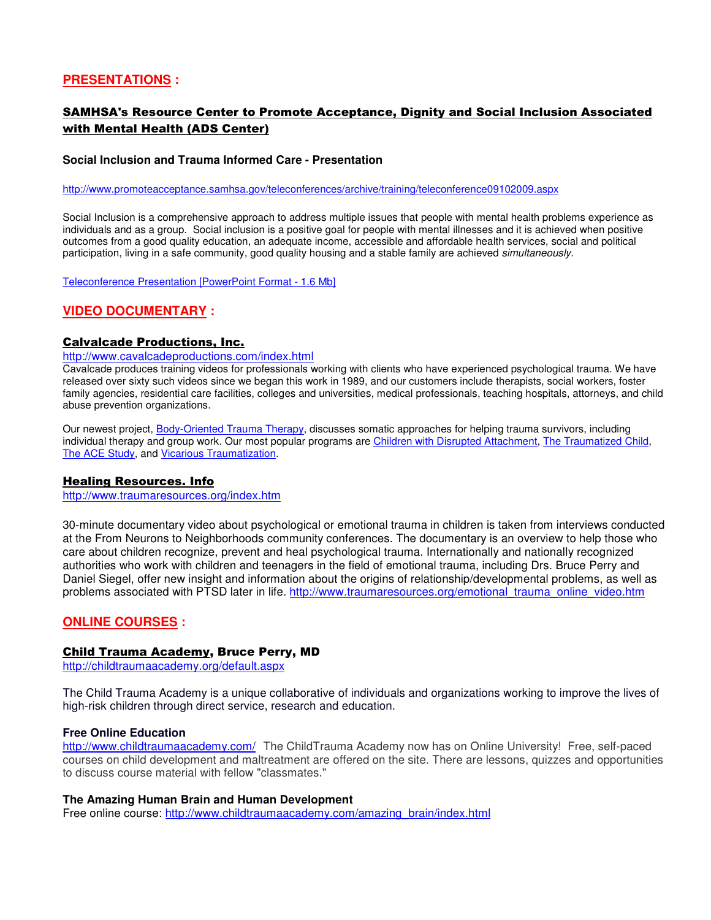## PRESENTATIONS :

### SAMHSA's Resource Center to Promote Acceptance, Dignity and Social Inclusion Associated with Mental Health (ADS Center)

**Social Inclusion and Trauma Informed Care - Presentation**

http://www.promoteacceptance.samhsa.gov/teleconferences/archive/training/teleconference09102009.aspx

Social Inclusion is a comprehensive approach to address multiple issues that people with mental health problems experience as individuals and as a group. Social inclusion is a positive goal for people with mental illnesses and it is achieved when positive outcomes from a good quality education, an adequate income, accessible and affordable health services, social and political participation, living in a safe community, good quality housing and a stable family are achieved *simultaneously*.

Teleconference Presentation [PowerPoint Format - 1.6 Mb]

## VIDEO DOCUMENTARY :

### Calvalcade Productions, Inc.

http://www.cavalcadeproductions.com/index.html

Cavalcade produces training videos for professionals working with clients who have experienced psychological trauma. We have released over sixty such videos since we began this work in 1989, and our customers include therapists, social workers, foster family agencies, residential care facilities, colleges and universities, medical professionals, teaching hospitals, attorneys, and child abuse prevention organizations.

Our newest project, Body-Oriented Trauma Therapy, discusses somatic approaches for helping trauma survivors, including individual therapy and group work. Our most popular programs are Children with Disrupted Attachment, The Traumatized Child, The ACE Study, and Vicarious Traumatization.

### Healing Resources. Info

http://www.traumaresources.org/index.htm

30-minute documentary video about psychological or emotional trauma in children is taken from interviews conducted at the From Neurons to Neighborhoods community conferences. The documentary is an overview to help those who care about children recognize, prevent and heal psychological trauma. Internationally and nationally recognized authorities who work with children and teenagers in the field of emotional trauma, including Drs. Bruce Perry and Daniel Siegel, offer new insight and information about the origins of relationship/developmental problems, as well as problems associated with PTSD later in life. http://www.traumaresources.org/emotional_trauma_online_video.htm

## ONLINE COURSES :

### Child Trauma Academy, Bruce Perry, MD

http://childtraumaacademy.org/default.aspx

The Child Trauma Academy is a unique collaborative of individuals and organizations working to improve the lives of high-risk children through direct service, research and education.

**Free Online Education**

http://www.childtraumaacademy.com/ The ChildTrauma Academy now has on Online University! Free, self-paced courses on child development and maltreatment are offered on the site. There are lessons, quizzes and opportunities to discuss course material with fellow "classmates."

**The Amazing Human Brain and Human Development**

Free online course: http://www.childtraumaacademy.com/amazing_brain/index.html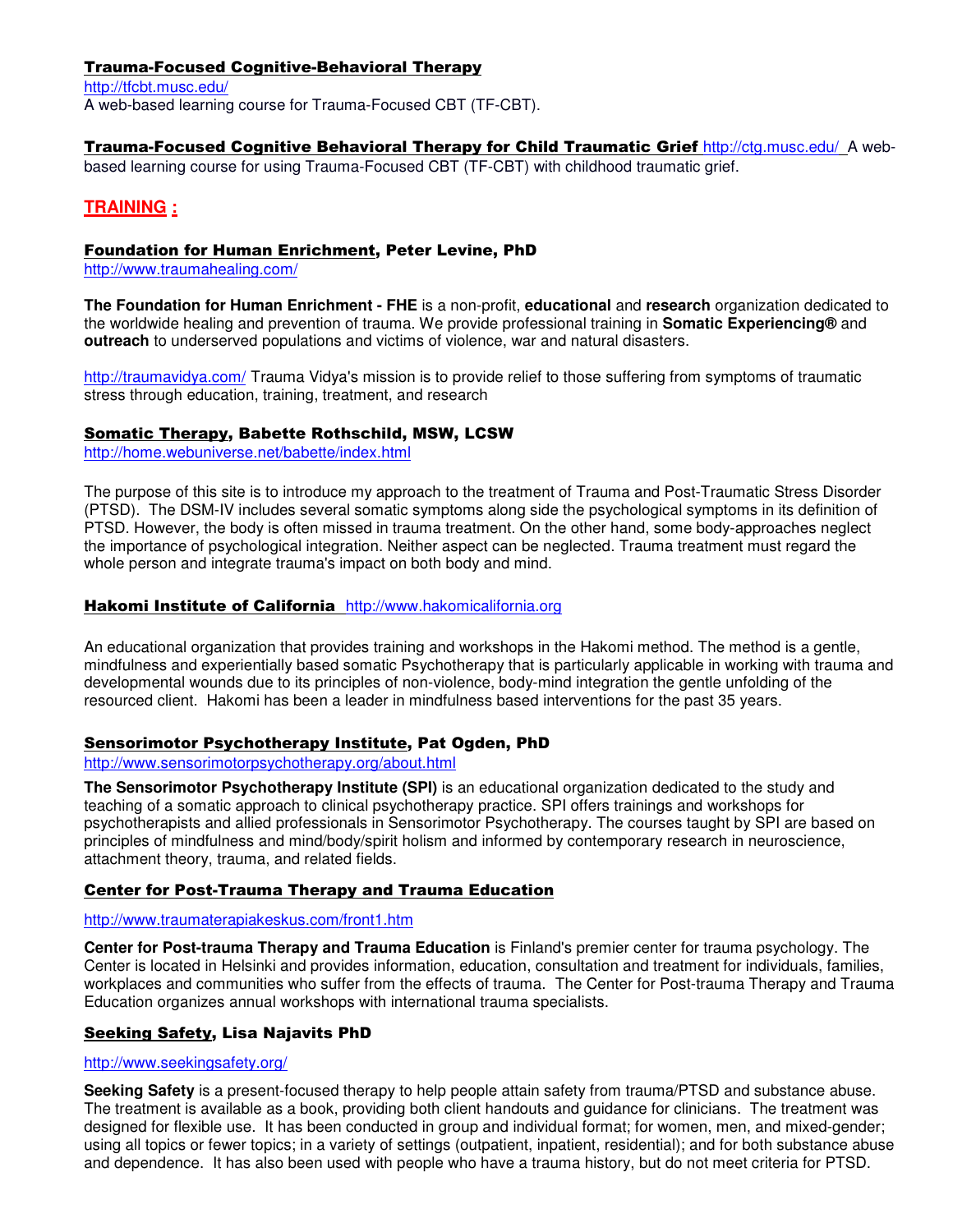**Trauma-Focused Cognitive-Behavioral Therapy**
http://tfcbt.musc.edu/
A web-based learning course for Trauma-Focused CBT (TF-CBT).

**Trauma-Focused Cognitive Behavioral Therapy for Child Traumatic Grief** http://ctg.musc.edu/ A web-based learning course for using Trauma-Focused CBT (TF-CBT) with childhood traumatic grief.

## TRAINING :

### Foundation for Human Enrichment, Peter Levine, PhD

http://www.traumahealing.com/

**The Foundation for Human Enrichment - FHE** is a non-profit, **educational** and **research** organization dedicated to the worldwide healing and prevention of trauma. We provide professional training in **Somatic Experiencing®** and **outreach** to underserved populations and victims of violence, war and natural disasters.

http://traumavidya.com/ Trauma Vidya's mission is to provide relief to those suffering from symptoms of traumatic stress through education, training, treatment, and research

### Somatic Therapy, Babette Rothschild, MSW, LCSW

http://home.webuniverse.net/babette/index.html

The purpose of this site is to introduce my approach to the treatment of Trauma and Post-Traumatic Stress Disorder (PTSD). The DSM-IV includes several somatic symptoms along side the psychological symptoms in its definition of PTSD. However, the body is often missed in trauma treatment. On the other hand, some body-approaches neglect the importance of psychological integration. Neither aspect can be neglected. Trauma treatment must regard the whole person and integrate trauma's impact on both body and mind.

### Hakomi Institute of California http://www.hakomicalifornia.org

An educational organization that provides training and workshops in the Hakomi method. The method is a gentle, mindfulness and experientially based somatic Psychotherapy that is particularly applicable in working with trauma and developmental wounds due to its principles of non-violence, body-mind integration the gentle unfolding of the resourced client. Hakomi has been a leader in mindfulness based interventions for the past 35 years.

### Sensorimotor Psychotherapy Institute, Pat Ogden, PhD

http://www.sensorimotorpsychotherapy.org/about.html

**The Sensorimotor Psychotherapy Institute (SPI)** is an educational organization dedicated to the study and teaching of a somatic approach to clinical psychotherapy practice. SPI offers trainings and workshops for psychotherapists and allied professionals in Sensorimotor Psychotherapy. The courses taught by SPI are based on principles of mindfulness and mind/body/spirit holism and informed by contemporary research in neuroscience, attachment theory, trauma, and related fields.

### Center for Post-Trauma Therapy and Trauma Education

http://www.traumaterapiakeskus.com/front1.htm

**Center for Post-trauma Therapy and Trauma Education** is Finland's premier center for trauma psychology. The Center is located in Helsinki and provides information, education, consultation and treatment for individuals, families, workplaces and communities who suffer from the effects of trauma. The Center for Post-trauma Therapy and Trauma Education organizes annual workshops with international trauma specialists.

### Seeking Safety, Lisa Najavits PhD

http://www.seekingsafety.org/

**Seeking Safety** is a present-focused therapy to help people attain safety from trauma/PTSD and substance abuse. The treatment is available as a book, providing both client handouts and guidance for clinicians. The treatment was designed for flexible use. It has been conducted in group and individual format; for women, men, and mixed-gender; using all topics or fewer topics; in a variety of settings (outpatient, inpatient, residential); and for both substance abuse and dependence. It has also been used with people who have a trauma history, but do not meet criteria for PTSD.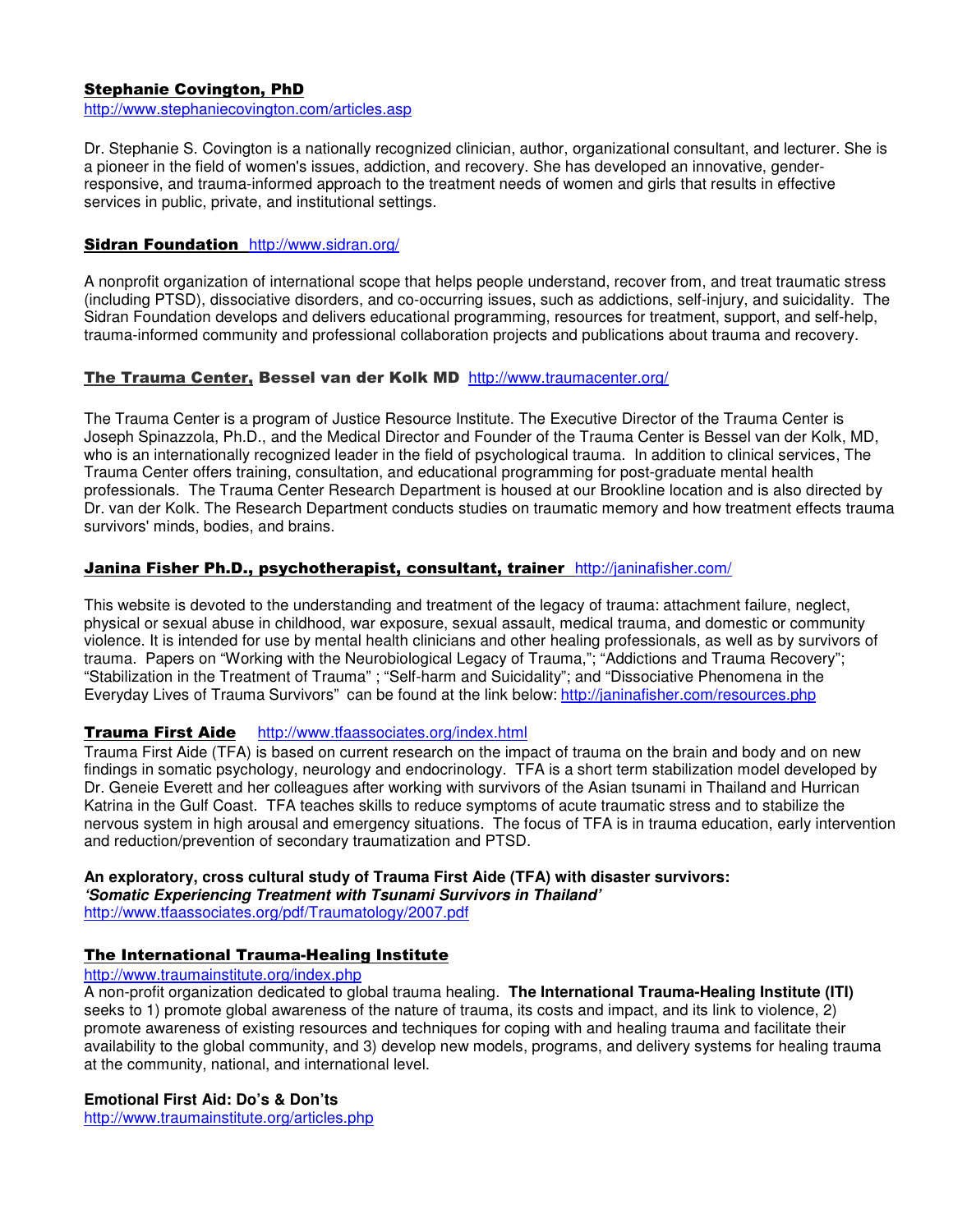**Stephanie Covington, PhD**
http://www.stephaniecovington.com/articles.asp

Dr. Stephanie S. Covington is a nationally recognized clinician, author, organizational consultant, and lecturer. She is a pioneer in the field of women's issues, addiction, and recovery. She has developed an innovative, gender-responsive, and trauma-informed approach to the treatment needs of women and girls that results in effective services in public, private, and institutional settings.

**Sidran Foundation** http://www.sidran.org/

A nonprofit organization of international scope that helps people understand, recover from, and treat traumatic stress (including PTSD), dissociative disorders, and co-occurring issues, such as addictions, self-injury, and suicidality. The Sidran Foundation develops and delivers educational programming, resources for treatment, support, and self-help, trauma-informed community and professional collaboration projects and publications about trauma and recovery.

**The Trauma Center, Bessel van der Kolk MD** http://www.traumacenter.org/

The Trauma Center is a program of Justice Resource Institute. The Executive Director of the Trauma Center is Joseph Spinazzola, Ph.D., and the Medical Director and Founder of the Trauma Center is Bessel van der Kolk, MD, who is an internationally recognized leader in the field of psychological trauma. In addition to clinical services, The Trauma Center offers training, consultation, and educational programming for post-graduate mental health professionals. The Trauma Center Research Department is housed at our Brookline location and is also directed by Dr. van der Kolk. The Research Department conducts studies on traumatic memory and how treatment effects trauma survivors' minds, bodies, and brains.

**Janina Fisher Ph.D., psychotherapist, consultant, trainer** http://janinafisher.com/

This website is devoted to the understanding and treatment of the legacy of trauma: attachment failure, neglect, physical or sexual abuse in childhood, war exposure, sexual assault, medical trauma, and domestic or community violence. It is intended for use by mental health clinicians and other healing professionals, as well as by survivors of trauma. Papers on "Working with the Neurobiological Legacy of Trauma,"; "Addictions and Trauma Recovery"; "Stabilization in the Treatment of Trauma" ; "Self-harm and Suicidality"; and "Dissociative Phenomena in the Everyday Lives of Trauma Survivors" can be found at the link below: http://janinafisher.com/resources.php

**Trauma First Aide** http://www.tfaassociates.org/index.html

Trauma First Aide (TFA) is based on current research on the impact of trauma on the brain and body and on new findings in somatic psychology, neurology and endocrinology. TFA is a short term stabilization model developed by Dr. Geneie Everett and her colleagues after working with survivors of the Asian tsunami in Thailand and Hurrican Katrina in the Gulf Coast. TFA teaches skills to reduce symptoms of acute traumatic stress and to stabilize the nervous system in high arousal and emergency situations. The focus of TFA is in trauma education, early intervention and reduction/prevention of secondary traumatization and PTSD.

**An exploratory, cross cultural study of Trauma First Aide (TFA) with disaster survivors:**
***'Somatic Experiencing Treatment with Tsunami Survivors in Thailand'***
http://www.tfaassociates.org/pdf/Traumatology/2007.pdf

**The International Trauma-Healing Institute**
http://www.traumainstitute.org/index.php

A non-profit organization dedicated to global trauma healing. **The International Trauma-Healing Institute (ITI)** seeks to 1) promote global awareness of the nature of trauma, its costs and impact, and its link to violence, 2) promote awareness of existing resources and techniques for coping with and healing trauma and facilitate their availability to the global community, and 3) develop new models, programs, and delivery systems for healing trauma at the community, national, and international level.

**Emotional First Aid: Do's & Don'ts**
http://www.traumainstitute.org/articles.php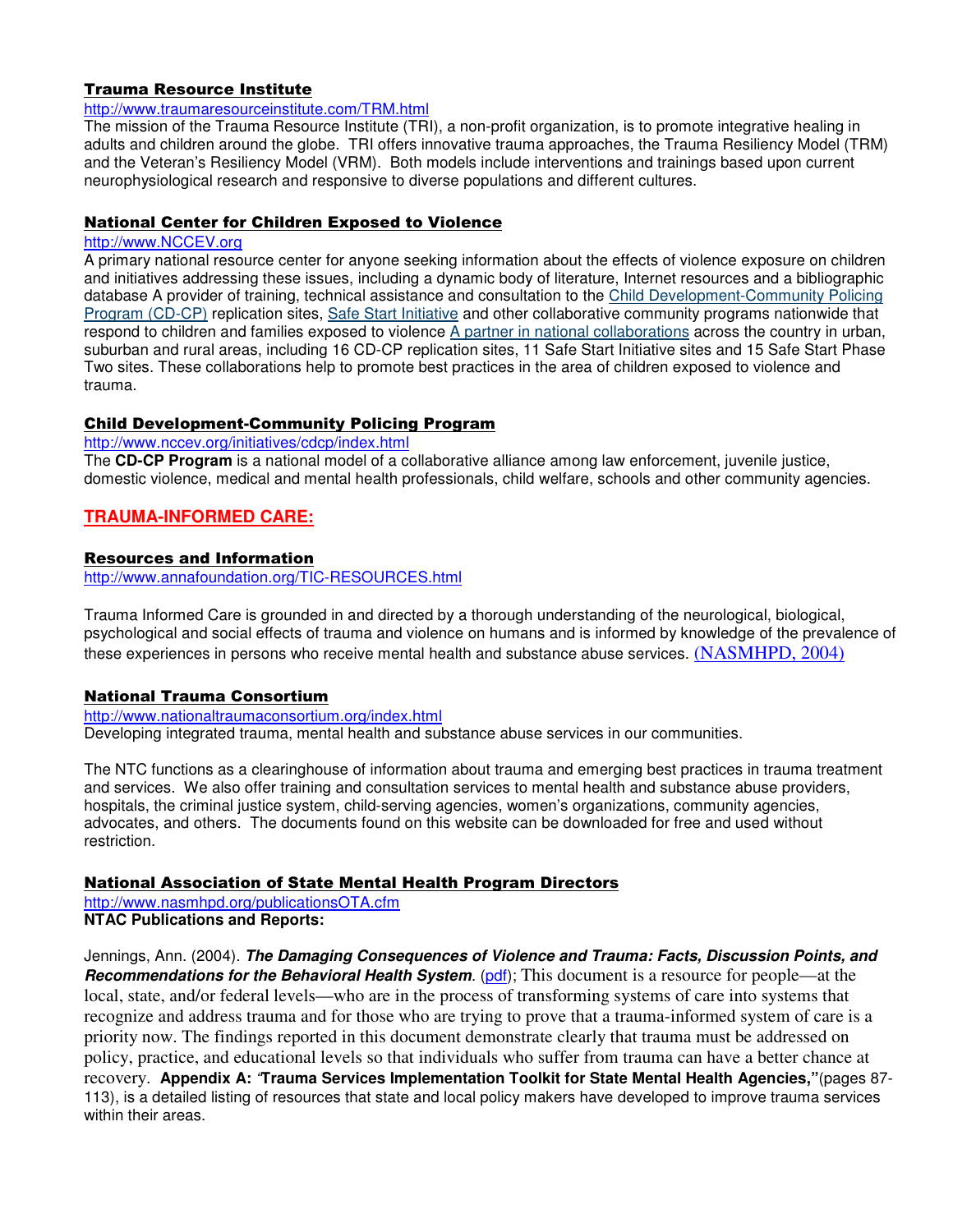### Trauma Resource Institute

http://www.traumaresourceinstitute.com/TRM.html

The mission of the Trauma Resource Institute (TRI), a non-profit organization, is to promote integrative healing in adults and children around the globe. TRI offers innovative trauma approaches, the Trauma Resiliency Model (TRM) and the Veteran's Resiliency Model (VRM). Both models include interventions and trainings based upon current neurophysiological research and responsive to diverse populations and different cultures.

### National Center for Children Exposed to Violence

http://www.NCCEV.org

A primary national resource center for anyone seeking information about the effects of violence exposure on children and initiatives addressing these issues, including a dynamic body of literature, Internet resources and a bibliographic database A provider of training, technical assistance and consultation to the Child Development-Community Policing Program (CD-CP) replication sites, Safe Start Initiative and other collaborative community programs nationwide that respond to children and families exposed to violence A partner in national collaborations across the country in urban, suburban and rural areas, including 16 CD-CP replication sites, 11 Safe Start Initiative sites and 15 Safe Start Phase Two sites. These collaborations help to promote best practices in the area of children exposed to violence and trauma.

### Child Development-Community Policing Program

http://www.nccev.org/initiatives/cdcp/index.html

The **CD-CP Program** is a national model of a collaborative alliance among law enforcement, juvenile justice, domestic violence, medical and mental health professionals, child welfare, schools and other community agencies.

## TRAUMA-INFORMED CARE:

### Resources and Information

http://www.annafoundation.org/TIC-RESOURCES.html

Trauma Informed Care is grounded in and directed by a thorough understanding of the neurological, biological, psychological and social effects of trauma and violence on humans and is informed by knowledge of the prevalence of these experiences in persons who receive mental health and substance abuse services. (NASMHPD, 2004)

### National Trauma Consortium

http://www.nationaltraumaconsortium.org/index.html

Developing integrated trauma, mental health and substance abuse services in our communities.

The NTC functions as a clearinghouse of information about trauma and emerging best practices in trauma treatment and services. We also offer training and consultation services to mental health and substance abuse providers, hospitals, the criminal justice system, child-serving agencies, women's organizations, community agencies, advocates, and others. The documents found on this website can be downloaded for free and used without restriction.

### National Association of State Mental Health Program Directors

http://www.nasmhpd.org/publicationsOTA.cfm

**NTAC Publications and Reports:**

Jennings, Ann. (2004). ***The Damaging Consequences of Violence and Trauma: Facts, Discussion Points, and Recommendations for the Behavioral Health System***. (pdf); This document is a resource for people—at the local, state, and/or federal levels—who are in the process of transforming systems of care into systems that recognize and address trauma and for those who are trying to prove that a trauma-informed system of care is a priority now. The findings reported in this document demonstrate clearly that trauma must be addressed on policy, practice, and educational levels so that individuals who suffer from trauma can have a better chance at recovery. **Appendix A: "Trauma Services Implementation Toolkit for State Mental Health Agencies,"** (pages 87-113), is a detailed listing of resources that state and local policy makers have developed to improve trauma services within their areas.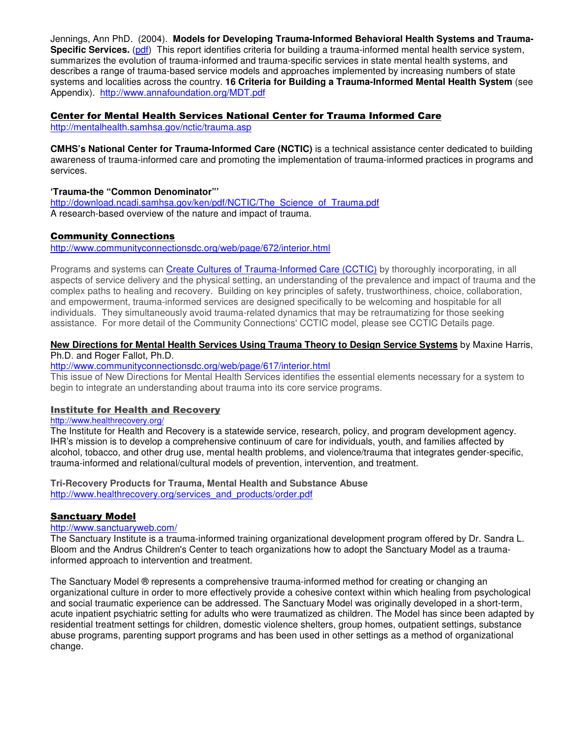Jennings, Ann PhD. (2004). **Models for Developing Trauma-Informed Behavioral Health Systems and Trauma-Specific Services.** (pdf) This report identifies criteria for building a trauma-informed mental health service system, summarizes the evolution of trauma-informed and trauma-specific services in state mental health systems, and describes a range of trauma-based service models and approaches implemented by increasing numbers of state systems and localities across the country. **16 Criteria for Building a Trauma-Informed Mental Health System** (see Appendix). http://www.annafoundation.org/MDT.pdf

## Center for Mental Health Services National Center for Trauma Informed Care

http://mentalhealth.samhsa.gov/nctic/trauma.asp

**CMHS's National Center for Trauma-Informed Care (NCTIC)** is a technical assistance center dedicated to building awareness of trauma-informed care and promoting the implementation of trauma-informed practices in programs and services.

**'Trauma-the "Common Denominator"'**
http://download.ncadi.samhsa.gov/ken/pdf/NCTIC/The_Science_of_Trauma.pdf
A research-based overview of the nature and impact of trauma.

## Community Connections

http://www.communityconnectionsdc.org/web/page/672/interior.html

Programs and systems can Create Cultures of Trauma-Informed Care (CCTIC) by thoroughly incorporating, in all aspects of service delivery and the physical setting, an understanding of the prevalence and impact of trauma and the complex paths to healing and recovery. Building on key principles of safety, trustworthiness, choice, collaboration, and empowerment, trauma-informed services are designed specifically to be welcoming and hospitable for all individuals. They simultaneously avoid trauma-related dynamics that may be retraumatizing for those seeking assistance. For more detail of the Community Connections' CCTIC model, please see CCTIC Details page.

**New Directions for Mental Health Services Using Trauma Theory to Design Service Systems** by Maxine Harris, Ph.D. and Roger Fallot, Ph.D.
http://www.communityconnectionsdc.org/web/page/617/interior.html
This issue of New Directions for Mental Health Services identifies the essential elements necessary for a system to begin to integrate an understanding about trauma into its core service programs.

## Institute for Health and Recovery

http://www.healthrecovery.org/
The Institute for Health and Recovery is a statewide service, research, policy, and program development agency. IHR's mission is to develop a comprehensive continuum of care for individuals, youth, and families affected by alcohol, tobacco, and other drug use, mental health problems, and violence/trauma that integrates gender-specific, trauma-informed and relational/cultural models of prevention, intervention, and treatment.

**Tri-Recovery Products for Trauma, Mental Health and Substance Abuse**
http://www.healthrecovery.org/services_and_products/order.pdf

## Sanctuary Model

http://www.sanctuaryweb.com/
The Sanctuary Institute is a trauma-informed training organizational development program offered by Dr. Sandra L. Bloom and the Andrus Children's Center to teach organizations how to adopt the Sanctuary Model as a trauma-informed approach to intervention and treatment.

The Sanctuary Model ® represents a comprehensive trauma-informed method for creating or changing an organizational culture in order to more effectively provide a cohesive context within which healing from psychological and social traumatic experience can be addressed. The Sanctuary Model was originally developed in a short-term, acute inpatient psychiatric setting for adults who were traumatized as children. The Model has since been adapted by residential treatment settings for children, domestic violence shelters, group homes, outpatient settings, substance abuse programs, parenting support programs and has been used in other settings as a method of organizational change.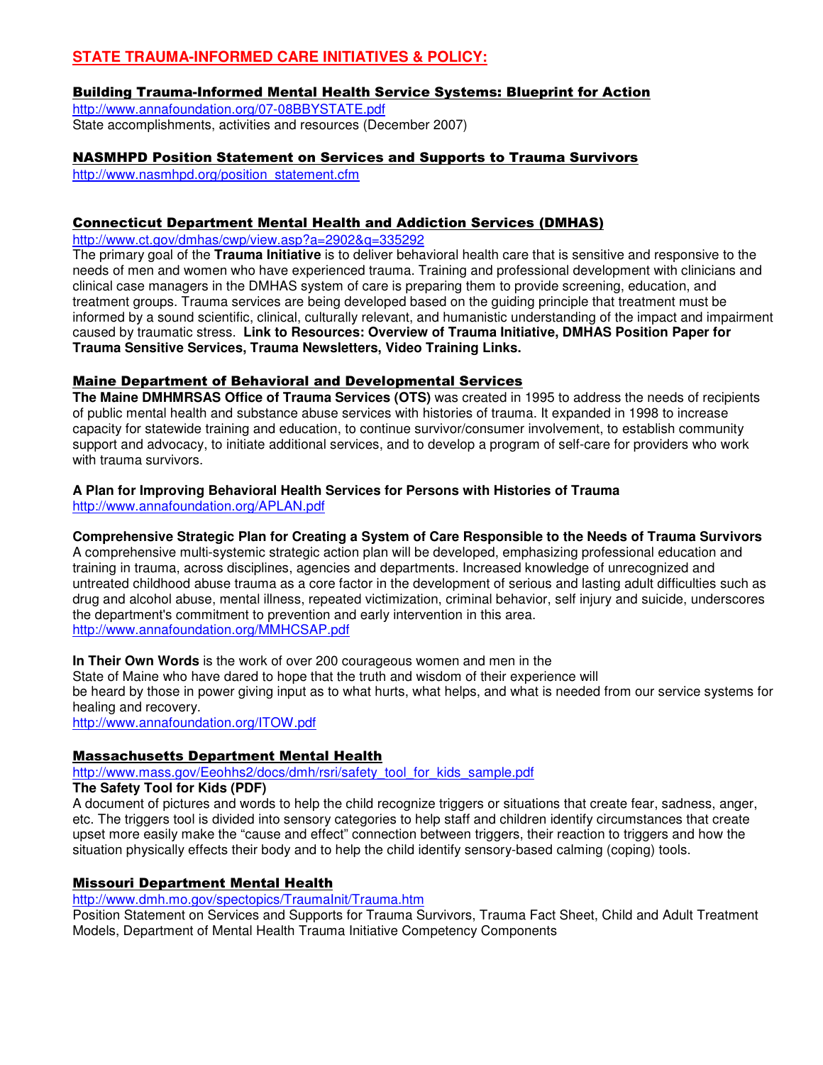## STATE TRAUMA-INFORMED CARE INITIATIVES & POLICY:

### Building Trauma-Informed Mental Health Service Systems: Blueprint for Action

http://www.annafoundation.org/07-08BBYSTATE.pdf

State accomplishments, activities and resources (December 2007)

### NASMHPD Position Statement on Services and Supports to Trauma Survivors

http://www.nasmhpd.org/position_statement.cfm

### Connecticut Department Mental Health and Addiction Services (DMHAS)

http://www.ct.gov/dmhas/cwp/view.asp?a=2902&q=335292

The primary goal of the **Trauma Initiative** is to deliver behavioral health care that is sensitive and responsive to the needs of men and women who have experienced trauma. Training and professional development with clinicians and clinical case managers in the DMHAS system of care is preparing them to provide screening, education, and treatment groups. Trauma services are being developed based on the guiding principle that treatment must be informed by a sound scientific, clinical, culturally relevant, and humanistic understanding of the impact and impairment caused by traumatic stress. **Link to Resources: Overview of Trauma Initiative, DMHAS Position Paper for Trauma Sensitive Services, Trauma Newsletters, Video Training Links.**

### Maine Department of Behavioral and Developmental Services

**The Maine DMHMRSAS Office of Trauma Services (OTS)** was created in 1995 to address the needs of recipients of public mental health and substance abuse services with histories of trauma. It expanded in 1998 to increase capacity for statewide training and education, to continue survivor/consumer involvement, to establish community support and advocacy, to initiate additional services, and to develop a program of self-care for providers who work with trauma survivors.

**A Plan for Improving Behavioral Health Services for Persons with Histories of Trauma**
http://www.annafoundation.org/APLAN.pdf

**Comprehensive Strategic Plan for Creating a System of Care Responsible to the Needs of Trauma Survivors**
A comprehensive multi-systemic strategic action plan will be developed, emphasizing professional education and training in trauma, across disciplines, agencies and departments. Increased knowledge of unrecognized and untreated childhood abuse trauma as a core factor in the development of serious and lasting adult difficulties such as drug and alcohol abuse, mental illness, repeated victimization, criminal behavior, self injury and suicide, underscores the department's commitment to prevention and early intervention in this area.
http://www.annafoundation.org/MMHCSAP.pdf

**In Their Own Words** is the work of over 200 courageous women and men in the State of Maine who have dared to hope that the truth and wisdom of their experience will be heard by those in power giving input as to what hurts, what helps, and what is needed from our service systems for healing and recovery.
http://www.annafoundation.org/ITOW.pdf

### Massachusetts Department Mental Health

http://www.mass.gov/Eeohhs2/docs/dmh/rsri/safety_tool_for_kids_sample.pdf

**The Safety Tool for Kids (PDF)**
A document of pictures and words to help the child recognize triggers or situations that create fear, sadness, anger, etc. The triggers tool is divided into sensory categories to help staff and children identify circumstances that create upset more easily make the "cause and effect" connection between triggers, their reaction to triggers and how the situation physically effects their body and to help the child identify sensory-based calming (coping) tools.

### Missouri Department Mental Health

http://www.dmh.mo.gov/spectopics/TraumaInit/Trauma.htm

Position Statement on Services and Supports for Trauma Survivors, Trauma Fact Sheet, Child and Adult Treatment Models, Department of Mental Health Trauma Initiative Competency Components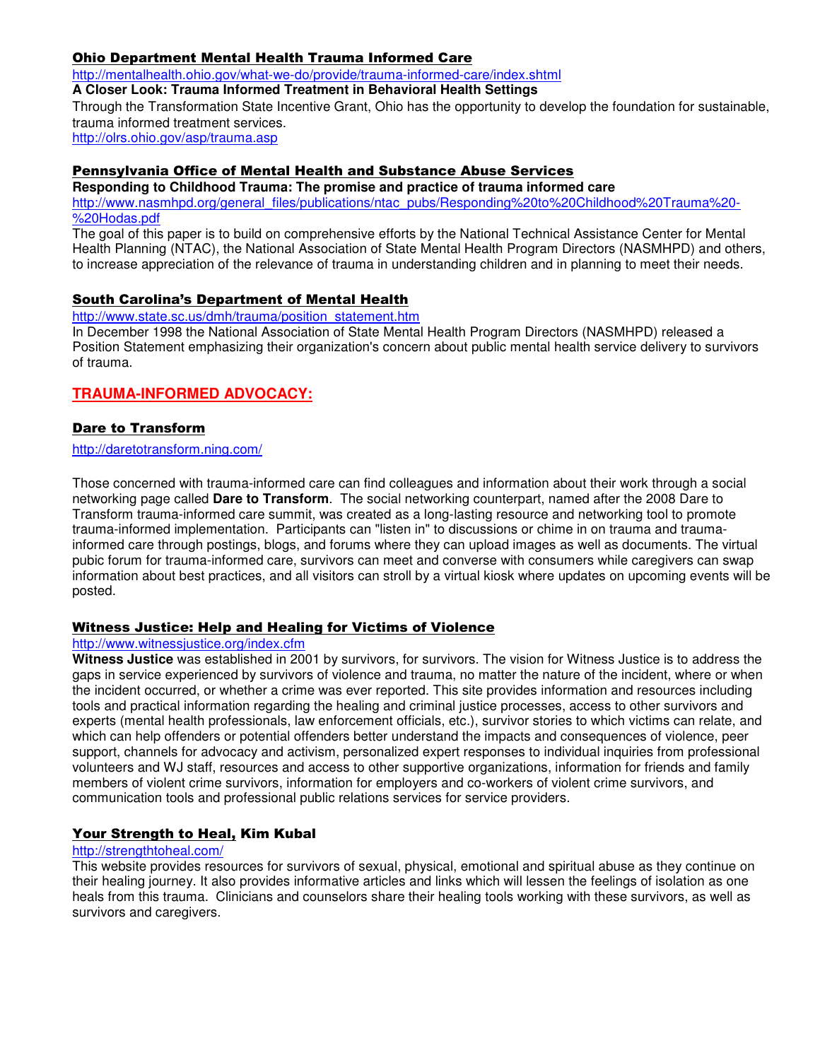### Ohio Department Mental Health Trauma Informed Care

http://mentalhealth.ohio.gov/what-we-do/provide/trauma-informed-care/index.shtml

**A Closer Look: Trauma Informed Treatment in Behavioral Health Settings**

Through the Transformation State Incentive Grant, Ohio has the opportunity to develop the foundation for sustainable, trauma informed treatment services.

http://olrs.ohio.gov/asp/trauma.asp

### Pennsylvania Office of Mental Health and Substance Abuse Services

**Responding to Childhood Trauma: The promise and practice of trauma informed care**

http://www.nasmhpd.org/general_files/publications/ntac_pubs/Responding%20to%20Childhood%20Trauma%20-%20Hodas.pdf

The goal of this paper is to build on comprehensive efforts by the National Technical Assistance Center for Mental Health Planning (NTAC), the National Association of State Mental Health Program Directors (NASMHPD) and others, to increase appreciation of the relevance of trauma in understanding children and in planning to meet their needs.

### South Carolina's Department of Mental Health

http://www.state.sc.us/dmh/trauma/position_statement.htm

In December 1998 the National Association of State Mental Health Program Directors (NASMHPD) released a Position Statement emphasizing their organization's concern about public mental health service delivery to survivors of trauma.

## TRAUMA-INFORMED ADVOCACY:

### Dare to Transform

http://daretotransform.ning.com/

Those concerned with trauma-informed care can find colleagues and information about their work through a social networking page called **Dare to Transform**. The social networking counterpart, named after the 2008 Dare to Transform trauma-informed care summit, was created as a long-lasting resource and networking tool to promote trauma-informed implementation. Participants can "listen in" to discussions or chime in on trauma and trauma-informed care through postings, blogs, and forums where they can upload images as well as documents. The virtual pubic forum for trauma-informed care, survivors can meet and converse with consumers while caregivers can swap information about best practices, and all visitors can stroll by a virtual kiosk where updates on upcoming events will be posted.

### Witness Justice: Help and Healing for Victims of Violence

http://www.witnessjustice.org/index.cfm

**Witness Justice** was established in 2001 by survivors, for survivors. The vision for Witness Justice is to address the gaps in service experienced by survivors of violence and trauma, no matter the nature of the incident, where or when the incident occurred, or whether a crime was ever reported. This site provides information and resources including tools and practical information regarding the healing and criminal justice processes, access to other survivors and experts (mental health professionals, law enforcement officials, etc.), survivor stories to which victims can relate, and which can help offenders or potential offenders better understand the impacts and consequences of violence, peer support, channels for advocacy and activism, personalized expert responses to individual inquiries from professional volunteers and WJ staff, resources and access to other supportive organizations, information for friends and family members of violent crime survivors, information for employers and co-workers of violent crime survivors, and communication tools and professional public relations services for service providers.

### Your Strength to Heal, Kim Kubal

http://strengthtoheal.com/

This website provides resources for survivors of sexual, physical, emotional and spiritual abuse as they continue on their healing journey. It also provides informative articles and links which will lessen the feelings of isolation as one heals from this trauma. Clinicians and counselors share their healing tools working with these survivors, as well as survivors and caregivers.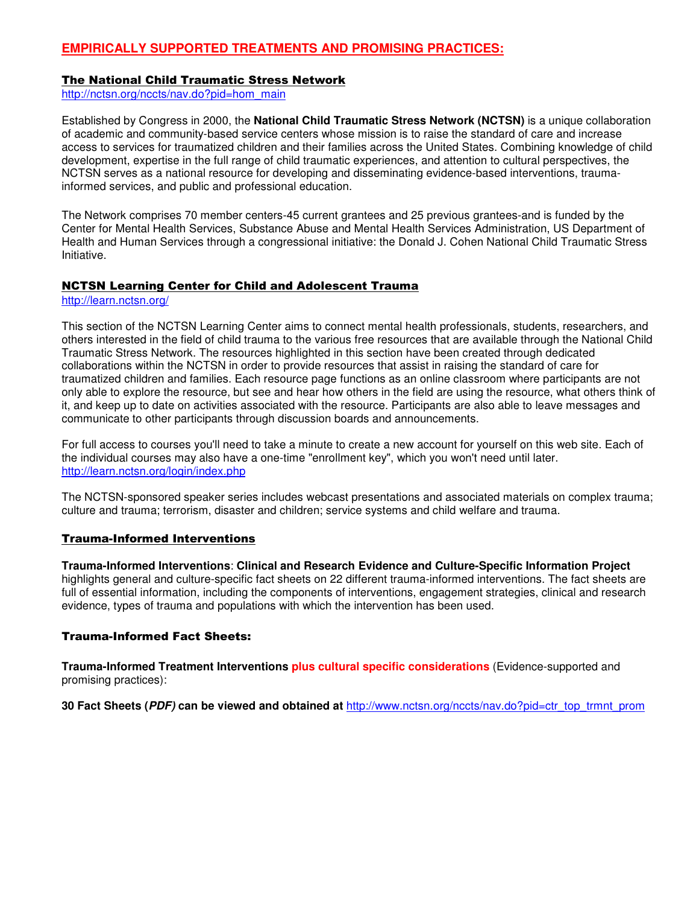## EMPIRICALLY SUPPORTED TREATMENTS AND PROMISING PRACTICES:

### The National Child Traumatic Stress Network

http://nctsn.org/nccts/nav.do?pid=hom_main

Established by Congress in 2000, the **National Child Traumatic Stress Network (NCTSN)** is a unique collaboration of academic and community-based service centers whose mission is to raise the standard of care and increase access to services for traumatized children and their families across the United States. Combining knowledge of child development, expertise in the full range of child traumatic experiences, and attention to cultural perspectives, the NCTSN serves as a national resource for developing and disseminating evidence-based interventions, trauma-informed services, and public and professional education.

The Network comprises 70 member centers-45 current grantees and 25 previous grantees-and is funded by the Center for Mental Health Services, Substance Abuse and Mental Health Services Administration, US Department of Health and Human Services through a congressional initiative: the Donald J. Cohen National Child Traumatic Stress Initiative.

### NCTSN Learning Center for Child and Adolescent Trauma

http://learn.nctsn.org/

This section of the NCTSN Learning Center aims to connect mental health professionals, students, researchers, and others interested in the field of child trauma to the various free resources that are available through the National Child Traumatic Stress Network. The resources highlighted in this section have been created through dedicated collaborations within the NCTSN in order to provide resources that assist in raising the standard of care for traumatized children and families. Each resource page functions as an online classroom where participants are not only able to explore the resource, but see and hear how others in the field are using the resource, what others think of it, and keep up to date on activities associated with the resource. Participants are also able to leave messages and communicate to other participants through discussion boards and announcements.

For full access to courses you'll need to take a minute to create a new account for yourself on this web site. Each of the individual courses may also have a one-time "enrollment key", which you won't need until later.
http://learn.nctsn.org/login/index.php

The NCTSN-sponsored speaker series includes webcast presentations and associated materials on complex trauma; culture and trauma; terrorism, disaster and children; service systems and child welfare and trauma.

### Trauma-Informed Interventions

**Trauma-Informed Interventions**: **Clinical and Research Evidence and Culture-Specific Information Project** highlights general and culture-specific fact sheets on 22 different trauma-informed interventions. The fact sheets are full of essential information, including the components of interventions, engagement strategies, clinical and research evidence, types of trauma and populations with which the intervention has been used.

### Trauma-Informed Fact Sheets:

**Trauma-Informed Treatment Interventions plus cultural specific considerations** (Evidence-supported and promising practices):

**30 Fact Sheets (*PDF*) can be viewed and obtained at** http://www.nctsn.org/nccts/nav.do?pid=ctr_top_trmnt_prom